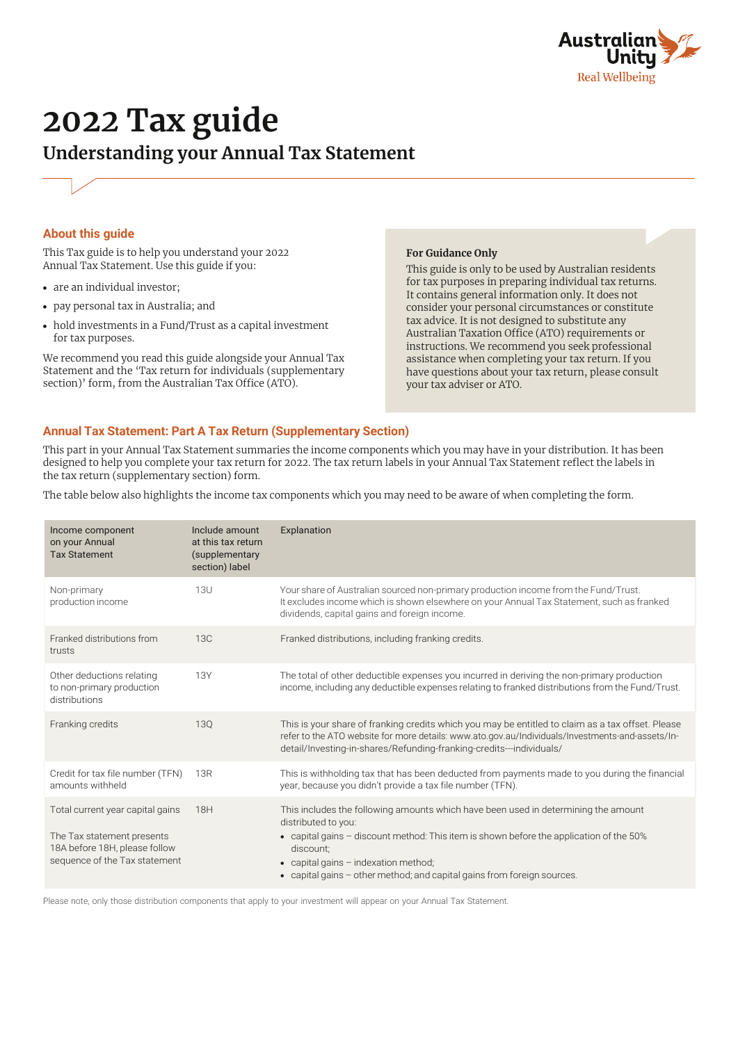Australian Unity
Real Wellbeing

# 2022 Tax guide

## Understanding your Annual Tax Statement

### About this guide

This Tax guide is to help you understand your 2022 Annual Tax Statement. Use this guide if you:

- are an individual investor;
- pay personal tax in Australia; and
- hold investments in a Fund/Trust as a capital investment for tax purposes.

We recommend you read this guide alongside your Annual Tax Statement and the 'Tax return for individuals (supplementary section)' form, from the Australian Tax Office (ATO).

**For Guidance Only**

This guide is only to be used by Australian residents for tax purposes in preparing individual tax returns. It contains general information only. It does not consider your personal circumstances or constitute tax advice. It is not designed to substitute any Australian Taxation Office (ATO) requirements or instructions. We recommend you seek professional assistance when completing your tax return. If you have questions about your tax return, please consult your tax adviser or ATO.

### Annual Tax Statement: Part A Tax Return (Supplementary Section)

This part in your Annual Tax Statement summaries the income components which you may have in your distribution. It has been designed to help you complete your tax return for 2022. The tax return labels in your Annual Tax Statement reflect the labels in the tax return (supplementary section) form.

The table below also highlights the income tax components which you may need to be aware of when completing the form.

| Income component on your Annual Tax Statement | Include amount at this tax return (supplementary section) label | Explanation |
|---|---|---|
| Non-primary production income | 13U | Your share of Australian sourced non-primary production income from the Fund/Trust. It excludes income which is shown elsewhere on your Annual Tax Statement, such as franked dividends, capital gains and foreign income. |
| Franked distributions from trusts | 13C | Franked distributions, including franking credits. |
| Other deductions relating to non-primary production distributions | 13Y | The total of other deductible expenses you incurred in deriving the non-primary production income, including any deductible expenses relating to franked distributions from the Fund/Trust. |
| Franking credits | 13Q | This is your share of franking credits which you may be entitled to claim as a tax offset. Please refer to the ATO website for more details: www.ato.gov.au/Individuals/Investments-and-assets/In-detail/Investing-in-shares/Refunding-franking-credits---individuals/ |
| Credit for tax file number (TFN) amounts withheld | 13R | This is withholding tax that has been deducted from payments made to you during the financial year, because you didn't provide a tax file number (TFN). |
| Total current year capital gains<br><br>The Tax statement presents 18A before 18H, please follow sequence of the Tax statement | 18H | This includes the following amounts which have been used in determining the amount distributed to you:<br>• capital gains – discount method: This item is shown before the application of the 50% discount;<br>• capital gains – indexation method;<br>• capital gains – other method; and capital gains from foreign sources. |

Please note, only those distribution components that apply to your investment will appear on your Annual Tax Statement.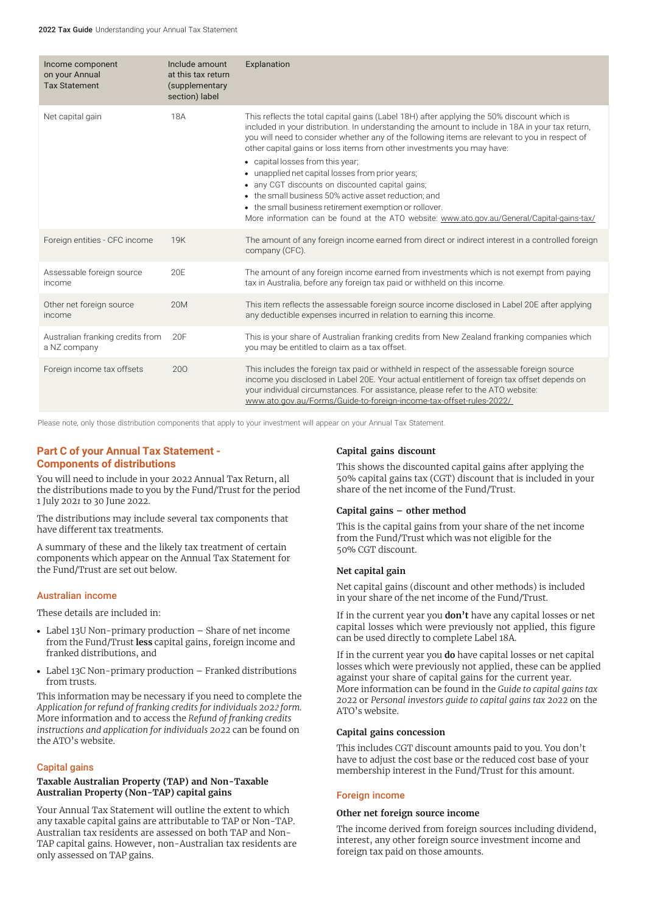| Income component on your Annual Tax Statement | Include amount at this tax return (supplementary section) label | Explanation |
|---|---|---|
| Net capital gain | 18A | This reflects the total capital gains (Label 18H) after applying the 50% discount which is included in your distribution. In understanding the amount to include in 18A in your tax return, you will need to consider whether any of the following items are relevant to you in respect of other capital gains or loss items from other investments you may have:<br>• capital losses from this year;<br>• unapplied net capital losses from prior years;<br>• any CGT discounts on discounted capital gains;<br>• the small business 50% active asset reduction; and<br>• the small business retirement exemption or rollover.<br>More information can be found at the ATO website: www.ato.gov.au/General/Capital-gains-tax/ |
| Foreign entities - CFC income | 19K | The amount of any foreign income earned from direct or indirect interest in a controlled foreign company (CFC). |
| Assessable foreign source income | 20E | The amount of any foreign income earned from investments which is not exempt from paying tax in Australia, before any foreign tax paid or withheld on this income. |
| Other net foreign source income | 20M | This item reflects the assessable foreign source income disclosed in Label 20E after applying any deductible expenses incurred in relation to earning this income. |
| Australian franking credits from a NZ company | 20F | This is your share of Australian franking credits from New Zealand franking companies which you may be entitled to claim as a tax offset. |
| Foreign income tax offsets | 20O | This includes the foreign tax paid or withheld in respect of the assessable foreign source income you disclosed in Label 20E. Your actual entitlement of foreign tax offset depends on your individual circumstances. For assistance, please refer to the ATO website: www.ato.gov.au/Forms/Guide-to-foreign-income-tax-offset-rules-2022/ |

Please note, only those distribution components that apply to your investment will appear on your Annual Tax Statement.

## Part C of your Annual Tax Statement - Components of distributions

You will need to include in your 2022 Annual Tax Return, all the distributions made to you by the Fund/Trust for the period 1 July 2021 to 30 June 2022.

The distributions may include several tax components that have different tax treatments.

A summary of these and the likely tax treatment of certain components which appear on the Annual Tax Statement for the Fund/Trust are set out below.

### Australian income

These details are included in:

- Label 13U Non-primary production – Share of net income from the Fund/Trust **less** capital gains, foreign income and franked distributions, and
- Label 13C Non-primary production – Franked distributions from trusts.

This information may be necessary if you need to complete the *Application for refund of franking credits for individuals 2022 form.* More information and to access the *Refund of franking credits instructions and application for individuals 2022* can be found on the ATO's website.

### Capital gains

#### Taxable Australian Property (TAP) and Non-Taxable Australian Property (Non-TAP) capital gains

Your Annual Tax Statement will outline the extent to which any taxable capital gains are attributable to TAP or Non-TAP. Australian tax residents are assessed on both TAP and Non-TAP capital gains. However, non-Australian tax residents are only assessed on TAP gains.

#### Capital gains discount

This shows the discounted capital gains after applying the 50% capital gains tax (CGT) discount that is included in your share of the net income of the Fund/Trust.

#### Capital gains – other method

This is the capital gains from your share of the net income from the Fund/Trust which was not eligible for the 50% CGT discount.

#### Net capital gain

Net capital gains (discount and other methods) is included in your share of the net income of the Fund/Trust.

If in the current year you **don't** have any capital losses or net capital losses which were previously not applied, this figure can be used directly to complete Label 18A.

If in the current year you **do** have capital losses or net capital losses which were previously not applied, these can be applied against your share of capital gains for the current year. More information can be found in the *Guide to capital gains tax 2022* or *Personal investors guide to capital gains tax 2022* on the ATO's website.

#### Capital gains concession

This includes CGT discount amounts paid to you. You don't have to adjust the cost base or the reduced cost base of your membership interest in the Fund/Trust for this amount.

### Foreign income

#### Other net foreign source income

The income derived from foreign sources including dividend, interest, any other foreign source investment income and foreign tax paid on those amounts.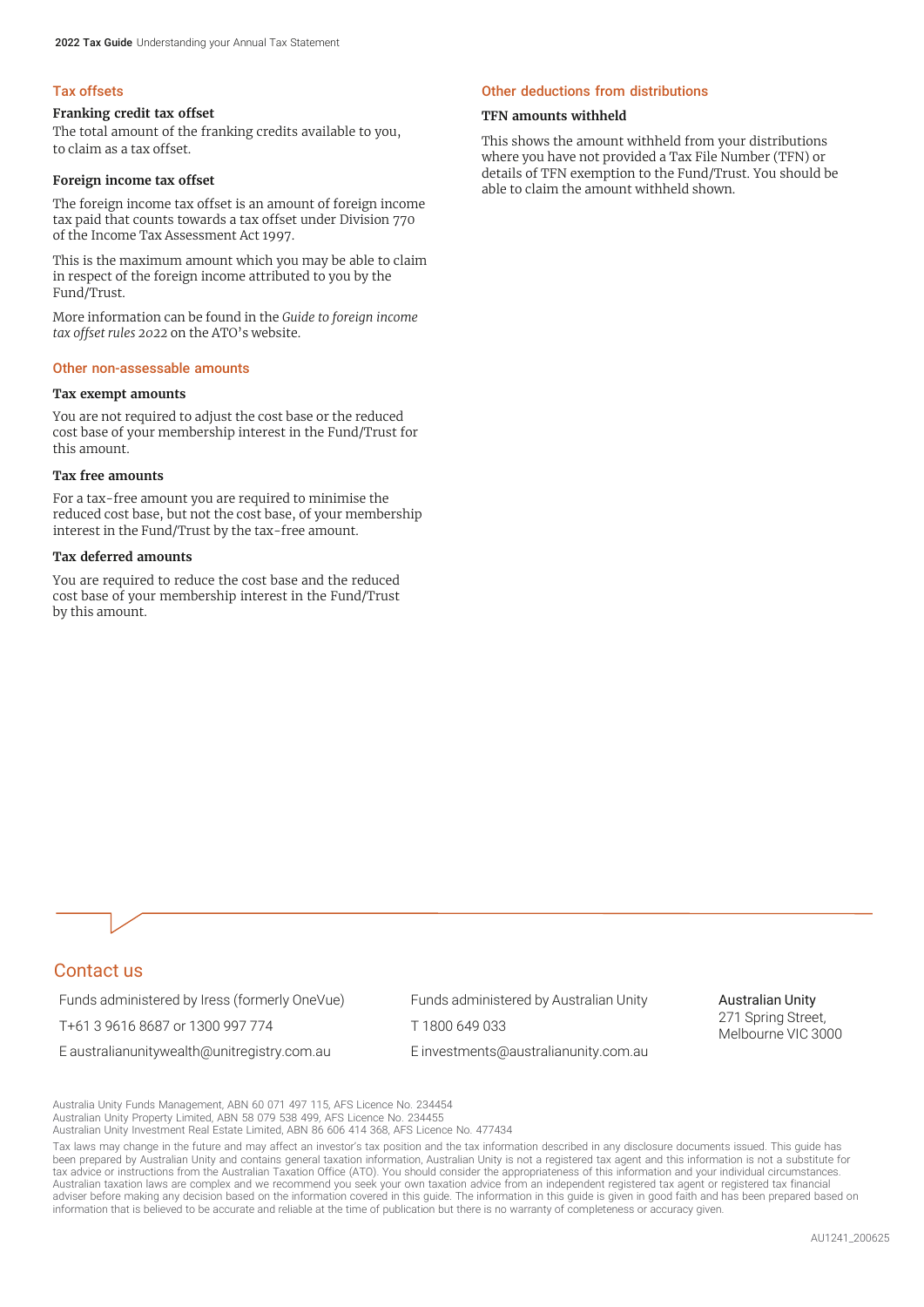### Tax offsets

**Franking credit tax offset**

The total amount of the franking credits available to you, to claim as a tax offset.

**Foreign income tax offset**

The foreign income tax offset is an amount of foreign income tax paid that counts towards a tax offset under Division 770 of the Income Tax Assessment Act 1997.

This is the maximum amount which you may be able to claim in respect of the foreign income attributed to you by the Fund/Trust.

More information can be found in the *Guide to foreign income tax offset rules 2022* on the ATO's website.

### Other non-assessable amounts

**Tax exempt amounts**

You are not required to adjust the cost base or the reduced cost base of your membership interest in the Fund/Trust for this amount.

**Tax free amounts**

For a tax-free amount you are required to minimise the reduced cost base, but not the cost base, of your membership interest in the Fund/Trust by the tax-free amount.

**Tax deferred amounts**

You are required to reduce the cost base and the reduced cost base of your membership interest in the Fund/Trust by this amount.

### Other deductions from distributions

**TFN amounts withheld**

This shows the amount withheld from your distributions where you have not provided a Tax File Number (TFN) or details of TFN exemption to the Fund/Trust. You should be able to claim the amount withheld shown.

## Contact us

Funds administered by Iress (formerly OneVue)

T+61 3 9616 8687 or 1300 997 774

E australianunitywealth@unitregistry.com.au

Funds administered by Australian Unity

T 1800 649 033

E investments@australianunity.com.au

Australian Unity
271 Spring Street,
Melbourne VIC 3000

Australia Unity Funds Management, ABN 60 071 497 115, AFS Licence No. 234454
Australian Unity Property Limited, ABN 58 079 538 499, AFS Licence No. 234455
Australian Unity Investment Real Estate Limited, ABN 86 606 414 368, AFS Licence No. 477434

Tax laws may change in the future and may affect an investor's tax position and the tax information described in any disclosure documents issued. This guide has been prepared by Australian Unity and contains general taxation information, Australian Unity is not a registered tax agent and this information is not a substitute for tax advice or instructions from the Australian Taxation Office (ATO). You should consider the appropriateness of this information and your individual circumstances. Australian taxation laws are complex and we recommend you seek your own taxation advice from an independent registered tax agent or registered tax financial adviser before making any decision based on the information covered in this guide. The information in this guide is given in good faith and has been prepared based on information that is believed to be accurate and reliable at the time of publication but there is no warranty of completeness or accuracy given.

AU1241_200625